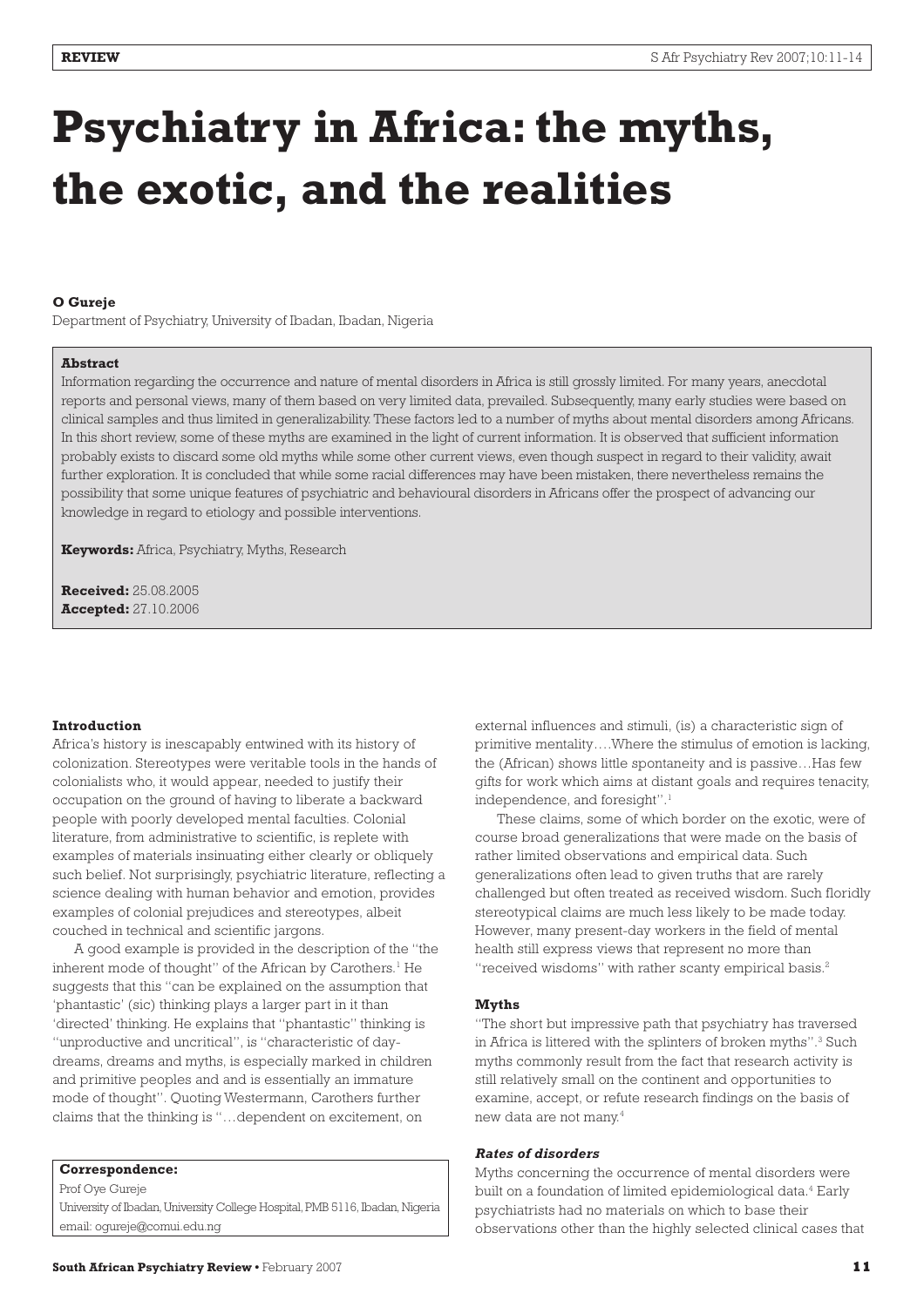# Psychiatry in Africa: the myths, the exotic, and the realities

**O Gureje**

Department of Psychiatry, University of Ibadan, Ibadan, Nigeria

**Abstract**

Information regarding the occurrence and nature of mental disorders in Africa is still grossly limited. For many years, anecdotal reports and personal views, many of them based on very limited data, prevailed. Subsequently, many early studies were based on clinical samples and thus limited in generalizability. These factors led to a number of myths about mental disorders among Africans. In this short review, some of these myths are examined in the light of current information. It is observed that sufficient information probably exists to discard some old myths while some other current views, even though suspect in regard to their validity, await further exploration. It is concluded that while some racial differences may have been mistaken, there nevertheless remains the possibility that some unique features of psychiatric and behavioural disorders in Africans offer the prospect of advancing our knowledge in regard to etiology and possible interventions.

**Keywords:** Africa, Psychiatry, Myths, Research

**Received:** 25.08.2005
**Accepted:** 27.10.2006

**Correspondence:**
Prof Oye Gureje
University of Ibadan, University College Hospital, PMB 5116, Ibadan, Nigeria
email: ogureje@comui.edu.ng

## Introduction

Africa's history is inescapably entwined with its history of colonization. Stereotypes were veritable tools in the hands of colonialists who, it would appear, needed to justify their occupation on the ground of having to liberate a backward people with poorly developed mental faculties. Colonial literature, from administrative to scientific, is replete with examples of materials insinuating either clearly or obliquely such belief. Not surprisingly, psychiatric literature, reflecting a science dealing with human behavior and emotion, provides examples of colonial prejudices and stereotypes, albeit couched in technical and scientific jargons.

A good example is provided in the description of the "the inherent mode of thought" of the African by Carothers.[1] He suggests that this "can be explained on the assumption that 'phantastic' (sic) thinking plays a larger part in it than 'directed' thinking. He explains that "phantastic" thinking is "unproductive and uncritical", is "characteristic of day-dreams, dreams and myths, is especially marked in children and primitive peoples and is essentially an immature mode of thought". Quoting Westermann, Carothers further claims that the thinking is "…dependent on excitement, on external influences and stimuli, (is) a characteristic sign of primitive mentality….Where the stimulus of emotion is lacking, the (African) shows little spontaneity and is passive…Has few gifts for work which aims at distant goals and requires tenacity, independence, and foresight".[1]

These claims, some of which border on the exotic, were of course broad generalizations that were made on the basis of rather limited observations and empirical data. Such generalizations often lead to given truths that are rarely challenged but often treated as received wisdom. Such floridly stereotypical claims are much less likely to be made today. However, many present-day workers in the field of mental health still express views that represent no more than "received wisdoms" with rather scanty empirical basis.[2]

## Myths

"The short but impressive path that psychiatry has traversed in Africa is littered with the splinters of broken myths".[3] Such myths commonly result from the fact that research activity is still relatively small on the continent and opportunities to examine, accept, or refute research findings on the basis of new data are not many.[4]

### *Rates of disorders*

Myths concerning the occurrence of mental disorders were built on a foundation of limited epidemiological data.[4] Early psychiatrists had no materials on which to base their observations other than the highly selected clinical cases that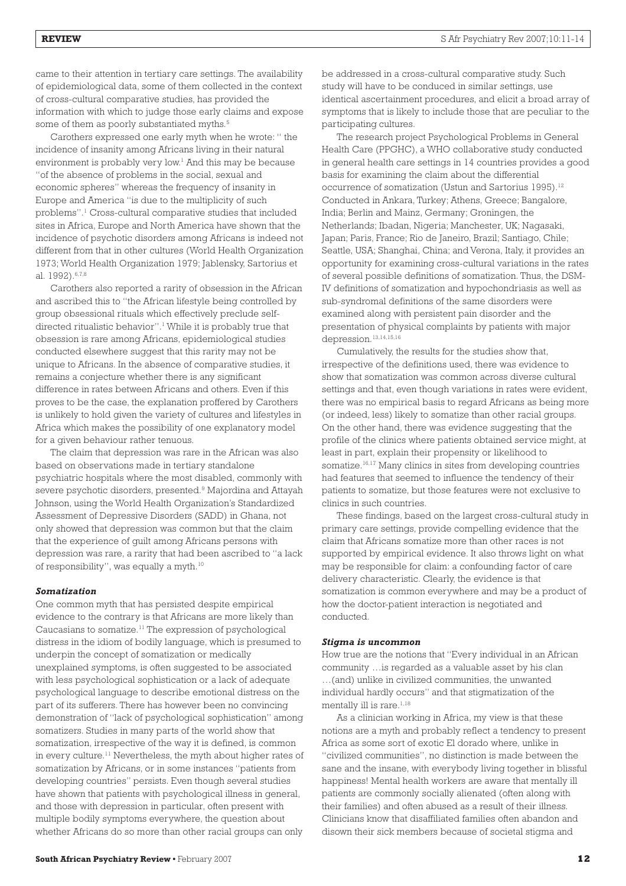came to their attention in tertiary care settings. The availability of epidemiological data, some of them collected in the context of cross-cultural comparative studies, has provided the information with which to judge those early claims and expose some of them as poorly substantiated myths.[5]

Carothers expressed one early myth when he wrote: " the incidence of insanity among Africans living in their natural environment is probably very low.[1] And this may be because "of the absence of problems in the social, sexual and economic spheres" whereas the frequency of insanity in Europe and America "is due to the multiplicity of such problems".[1] Cross-cultural comparative studies that included sites in Africa, Europe and North America have shown that the incidence of psychotic disorders among Africans is indeed not different from that in other cultures (World Health Organization 1973; World Health Organization 1979; Jablensky, Sartorius et al. 1992).[6,7,8]

Carothers also reported a rarity of obsession in the African and ascribed this to "the African lifestyle being controlled by group obsessional rituals which effectively preclude self-directed ritualistic behavior".[1] While it is probably true that obsession is rare among Africans, epidemiological studies conducted elsewhere suggest that this rarity may not be unique to Africans. In the absence of comparative studies, it remains a conjecture whether there is any significant difference in rates between Africans and others. Even if this proves to be the case, the explanation proffered by Carothers is unlikely to hold given the variety of cultures and lifestyles in Africa which makes the possibility of one explanatory model for a given behaviour rather tenuous.

The claim that depression was rare in the African was also based on observations made in tertiary standalone psychiatric hospitals where the most disabled, commonly with severe psychotic disorders, presented.[9] Majordina and Attayah Johnson, using the World Health Organization's Standardized Assessment of Depressive Disorders (SADD) in Ghana, not only showed that depression was common but that the claim that the experience of guilt among Africans persons with depression was rare, a rarity that had been ascribed to "a lack of responsibility", was equally a myth.[10]

### *Somatization*

One common myth that has persisted despite empirical evidence to the contrary is that Africans are more likely than Caucasians to somatize.[11] The expression of psychological distress in the idiom of bodily language, which is presumed to underpin the concept of somatization or medically unexplained symptoms, is often suggested to be associated with less psychological sophistication or a lack of adequate psychological language to describe emotional distress on the part of its sufferers. There has however been no convincing demonstration of "lack of psychological sophistication" among somatizers. Studies in many parts of the world show that somatization, irrespective of the way it is defined, is common in every culture.[11] Nevertheless, the myth about higher rates of somatization by Africans, or in some instances "patients from developing countries" persists. Even though several studies have shown that patients with psychological illness in general, and those with depression in particular, often present with multiple bodily symptoms everywhere, the question about whether Africans do so more than other racial groups can only be addressed in a cross-cultural comparative study. Such study will have to be conduced in similar settings, use identical ascertainment procedures, and elicit a broad array of symptoms that is likely to include those that are peculiar to the participating cultures.

The research project Psychological Problems in General Health Care (PPGHC), a WHO collaborative study conducted in general health care settings in 14 countries provides a good basis for examining the claim about the differential occurrence of somatization (Ustun and Sartorius 1995).[12] Conducted in Ankara, Turkey; Athens, Greece; Bangalore, India; Berlin and Mainz, Germany; Groningen, the Netherlands; Ibadan, Nigeria; Manchester, UK; Nagasaki, Japan; Paris, France; Rio de Janeiro, Brazil; Santiago, Chile; Seattle, USA; Shanghai, China; and Verona, Italy, it provides an opportunity for examining cross-cultural variations in the rates of several possible definitions of somatization. Thus, the DSM-IV definitions of somatization and hypochondriasis as well as sub-syndromal definitions of the same disorders were examined along with persistent pain disorder and the presentation of physical complaints by patients with major depression.[13,14,15,16]

Cumulatively, the results for the studies show that, irrespective of the definitions used, there was evidence to show that somatization was common across diverse cultural settings and that, even though variations in rates were evident, there was no empirical basis to regard Africans as being more (or indeed, less) likely to somatize than other racial groups. On the other hand, there was evidence suggesting that the profile of the clinics where patients obtained service might, at least in part, explain their propensity or likelihood to somatize.[16,17] Many clinics in sites from developing countries had features that seemed to influence the tendency of their patients to somatize, but those features were not exclusive to clinics in such countries.

These findings, based on the largest cross-cultural study in primary care settings, provide compelling evidence that the claim that Africans somatize more than other races is not supported by empirical evidence. It also throws light on what may be responsible for claim: a confounding factor of care delivery characteristic. Clearly, the evidence is that somatization is common everywhere and may be a product of how the doctor-patient interaction is negotiated and conducted.

### *Stigma is uncommon*

How true are the notions that "Every individual in an African community …is regarded as a valuable asset by his clan …(and) unlike in civilized communities, the unwanted individual hardly occurs" and that stigmatization of the mentally ill is rare.[1,18]

As a clinician working in Africa, my view is that these notions are a myth and probably reflect a tendency to present Africa as some sort of exotic El dorado where, unlike in "civilized communities", no distinction is made between the sane and the insane, with everybody living together in blissful happiness! Mental health workers are aware that mentally ill patients are commonly socially alienated (often along with their families) and often abused as a result of their illness. Clinicians know that disaffiliated families often abandon and disown their sick members because of societal stigma and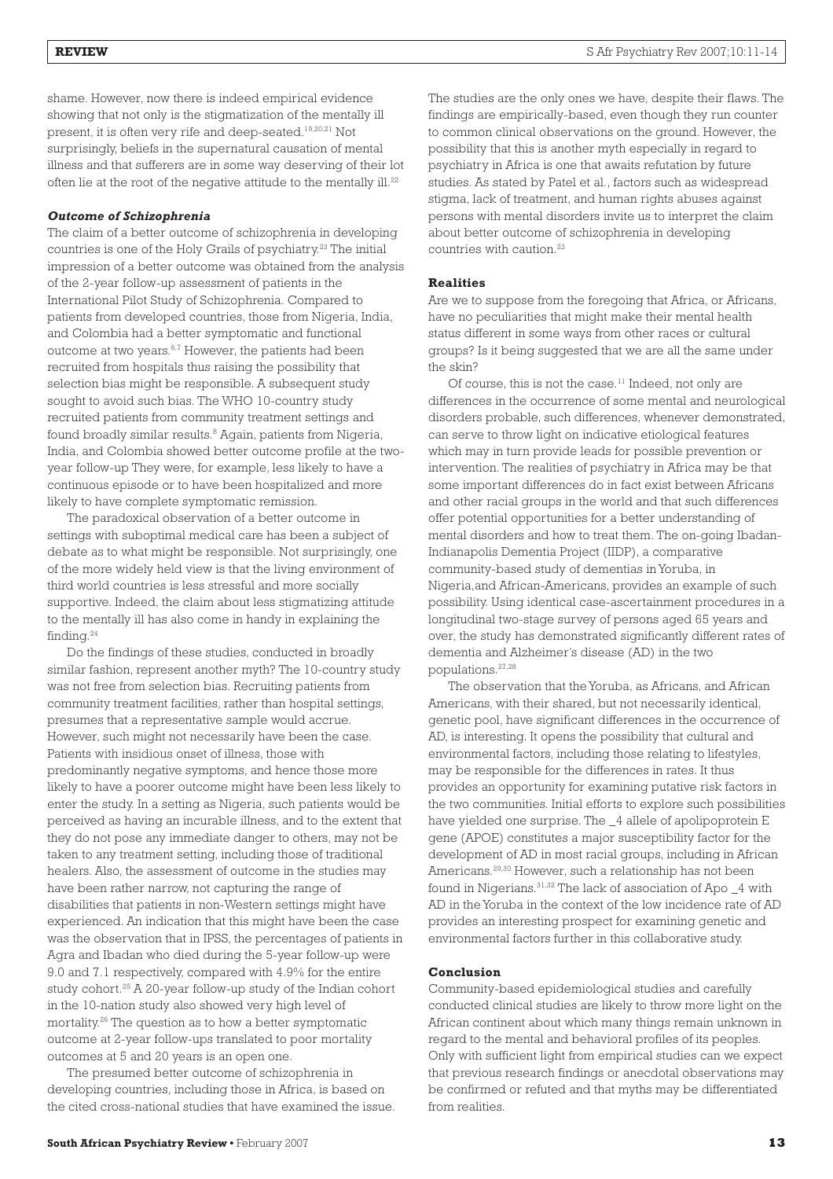shame. However, now there is indeed empirical evidence showing that not only is the stigmatization of the mentally ill present, it is often very rife and deep-seated.[19,20,21] Not surprisingly, beliefs in the supernatural causation of mental illness and that sufferers are in some way deserving of their lot often lie at the root of the negative attitude to the mentally ill.[22]

### *Outcome of Schizophrenia*

The claim of a better outcome of schizophrenia in developing countries is one of the Holy Grails of psychiatry.[23] The initial impression of a better outcome was obtained from the analysis of the 2-year follow-up assessment of patients in the International Pilot Study of Schizophrenia. Compared to patients from developed countries, those from Nigeria, India, and Colombia had a better symptomatic and functional outcome at two years.[6,7] However, the patients had been recruited from hospitals thus raising the possibility that selection bias might be responsible. A subsequent study sought to avoid such bias. The WHO 10-country study recruited patients from community treatment settings and found broadly similar results.[8] Again, patients from Nigeria, India, and Colombia showed better outcome profile at the two-year follow-up They were, for example, less likely to have a continuous episode or to have been hospitalized and more likely to have complete symptomatic remission.

The paradoxical observation of a better outcome in settings with suboptimal medical care has been a subject of debate as to what might be responsible. Not surprisingly, one of the more widely held view is that the living environment of third world countries is less stressful and more socially supportive. Indeed, the claim about less stigmatizing attitude to the mentally ill has also come in handy in explaining the finding.[24]

Do the findings of these studies, conducted in broadly similar fashion, represent another myth? The 10-country study was not free from selection bias. Recruiting patients from community treatment facilities, rather than hospital settings, presumes that a representative sample would accrue. However, such might not necessarily have been the case. Patients with insidious onset of illness, those with predominantly negative symptoms, and hence those more likely to have a poorer outcome might have been less likely to enter the study. In a setting as Nigeria, such patients would be perceived as having an incurable illness, and to the extent that they do not pose any immediate danger to others, may not be taken to any treatment setting, including those of traditional healers. Also, the assessment of outcome in the studies may have been rather narrow, not capturing the range of disabilities that patients in non-Western settings might have experienced. An indication that this might have been the case was the observation that in IPSS, the percentages of patients in Agra and Ibadan who died during the 5-year follow-up were 9.0 and 7.1 respectively, compared with 4.9% for the entire study cohort.[25] A 20-year follow-up study of the Indian cohort in the 10-nation study also showed very high level of mortality.[26] The question as to how a better symptomatic outcome at 2-year follow-ups translated to poor mortality outcomes at 5 and 20 years is an open one.

The presumed better outcome of schizophrenia in developing countries, including those in Africa, is based on the cited cross-national studies that have examined the issue. The studies are the only ones we have, despite their flaws. The findings are empirically-based, even though they run counter to common clinical observations on the ground. However, the possibility that this is another myth especially in regard to psychiatry in Africa is one that awaits refutation by future studies. As stated by Patel et al., factors such as widespread stigma, lack of treatment, and human rights abuses against persons with mental disorders invite us to interpret the claim about better outcome of schizophrenia in developing countries with caution.[23]

## Realities

Are we to suppose from the foregoing that Africa, or Africans, have no peculiarities that might make their mental health status different in some ways from other races or cultural groups? Is it being suggested that we are all the same under the skin?

Of course, this is not the case.[11] Indeed, not only are differences in the occurrence of some mental and neurological disorders probable, such differences, whenever demonstrated, can serve to throw light on indicative etiological features which may in turn provide leads for possible prevention or intervention. The realities of psychiatry in Africa may be that some important differences do in fact exist between Africans and other racial groups in the world and that such differences offer potential opportunities for a better understanding of mental disorders and how to treat them. The on-going Ibadan-Indianapolis Dementia Project (IIDP), a comparative community-based study of dementias in Yoruba, in Nigeria,and African-Americans, provides an example of such possibility. Using identical case-ascertainment procedures in a longitudinal two-stage survey of persons aged 65 years and over, the study has demonstrated significantly different rates of dementia and Alzheimer's disease (AD) in the two populations.[27,28]

The observation that the Yoruba, as Africans, and African Americans, with their shared, but not necessarily identical, genetic pool, have significant differences in the occurrence of AD, is interesting. It opens the possibility that cultural and environmental factors, including those relating to lifestyles, may be responsible for the differences in rates. It thus provides an opportunity for examining putative risk factors in the two communities. Initial efforts to explore such possibilities have yielded one surprise. The _4 allele of apolipoprotein E gene (APOE) constitutes a major susceptibility factor for the development of AD in most racial groups, including in African Americans.[29,30] However, such a relationship has not been found in Nigerians.[31,32] The lack of association of Apo _4 with AD in the Yoruba in the context of the low incidence rate of AD provides an interesting prospect for examining genetic and environmental factors further in this collaborative study.

## Conclusion

Community-based epidemiological studies and carefully conducted clinical studies are likely to throw more light on the African continent about which many things remain unknown in regard to the mental and behavioral profiles of its peoples. Only with sufficient light from empirical studies can we expect that previous research findings or anecdotal observations may be confirmed or refuted and that myths may be differentiated from realities.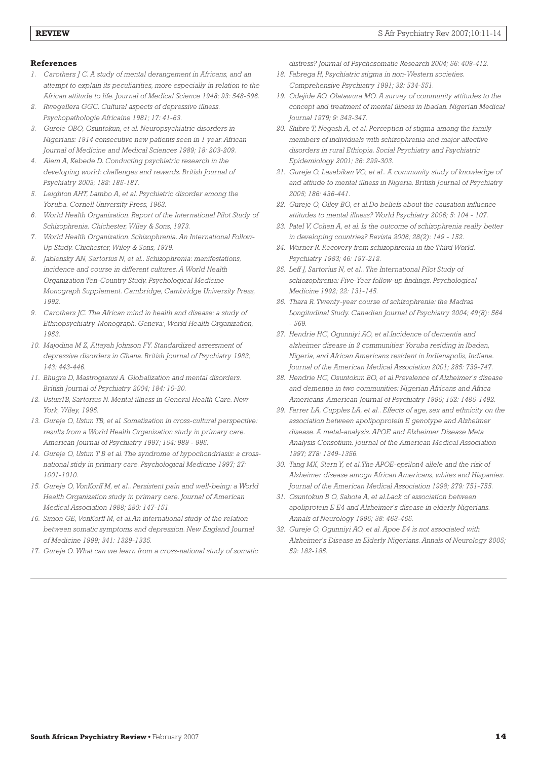### References

1. Carothers J C. A study of mental derangement in Africans, and an attempt to explain its peculiarities, more especially in relation to the African attitude to life. Journal of Medical Science 1948; 93: 548-596.
2. Rwegellera GGC. Cultural aspects of depressive illness. Psychopathologie Africaine 1981; 17: 41-63.
3. Gureje OBO, Osuntokun, et al. Neuropsychiatric disorders in Nigerians: 1914 consecutive new patients seen in 1 year. African Journal of Medicine and Medical Sciences 1989; 18: 203-209.
4. Alem A, Kebede D. Conducting psychiatric research in the developing world: challenges and rewards. British Journal of Psychiatry 2003; 182: 185-187.
5. Leighton AHT, Lambo A, et al. Psychiatric disorder among the Yoruba. Cornell University Press, 1963.
6. World Health Organization. Report of the International Pilot Study of Schizophrenia. Chichester, Wiley & Sons, 1973.
7. World Health Organization. Schizophrenia. An International Follow-Up Study. Chichester, Wiley & Sons, 1979.
8. Jablensky AN, Sartorius N, et al.. Schizophrenia: manifestations, incidence and course in different cultures. A World Health Organization Ten-Country Study. Psychological Medicine Monograph Supplement. Cambridge, Cambridge University Press, 1992.
9. Carothers JC. The African mind in health and disease: a study of Ethnopsychiatry. Monograph. Geneva:, World Health Organization, 1953.
10. Majodina M Z, Attayah Johnson FY. Standardized assessment of depressive disorders in Ghana. British Journal of Psychiatry 1983; 143: 443-446.
11. Bhugra D, Mastrogianni A. Globalization and mental disorders. British Journal of Psychiatry 2004; 184: 10-20.
12. UstunTB, Sartorius N. Mental illness in General Health Care. New York, Wiley, 1995.
13. Gureje O, Ustun TB, et al. Somatization in cross-cultural perspective: results from a World Health Organization study in primary care. American Journal of Psychiatry 1997; 154: 989 - 995.
14. Gureje O, Ustun T B et al. The syndrome of hypochondriasis: a cross-national stidy in primary care. Psychological Medicine 1997; 27: 1001-1010.
15. Gureje O, VonKorff M, et al.. Persistent pain and well-being: a World Health Organization study in primary care. Journal of American Medical Association 1988; 280: 147-151.
16. Simon GE, VonKorff M, et al.An international study of the relation between somatic symptoms and depression. New England Journal of Medicine 1999; 341: 1329-1335.
17. Gureje O. What can we learn from a cross-national study of somatic distress? Journal of Psychosomatic Research 2004; 56: 409-412.
18. Fabrega H, Psychiatric stigma in non-Western societies. Comprehensive Psychiatry 1991; 32: 534-551.
19. Odejide AO, Olatawura MO. A survey of community attitudes to the concept and treatment of mental illness in Ibadan. Nigerian Medical Journal 1979; 9: 343-347.
20. Shibre T, Negash A, et al. Perception of stigma among the family members of individuals with schizophrenia and major affective disorders in rural Ethiopia. Social Psychiatry and Psychiatric Epidemiology 2001; 36: 299-303.
21. Gureje O, Lasebikan VO, et al.. A community study of knowledge of and attiude to mental illness in Nigeria. British Journal of Psychiatry 2005; 186: 436-441.
22. Gureje O, Olley BO, et al.Do beliefs about the causation influence attitudes to mental illness? World Psychiatry 2006; 5: 104 - 107.
23. Patel V, Cohen A, et al. Is the outcome of schizophrenia really better in developing countries? Revista 2006; 28(2): 149 - 152.
24. Warner R. Recovery from schizophrenia in the Third World. Psychiatry 1983; 46: 197-212.
25. Leff J, Sartorius N, et al.. The International Pilot Study of schiozophrenia: Five-Year follow-up findings. Psychological Medicine 1992; 22: 131-145.
26. Thara R. Twenty-year course of schizophrenia: the Madras Longitudinal Study. Canadian Journal of Psychiatry 2004; 49(8): 564 - 569.
27. Hendrie HC, Ogunniyi AO, et al.Incidence of dementia and alzheimer disease in 2 communities: Yoruba residing in Ibadan, Nigeria, and African Americans resident in Indianapolis, Indiana. Journal of the American Medical Association 2001; 285: 739-747.
28. Hendrie HC, Osuntokun BO, et al.Prevalence of Alzheimer's disease and dementia in two communities: Nigerian Africans and Africa Americans. American Journal of Psychiatry 1995; 152: 1485-1492.
29. Farrer LA, Cupples LA, et al.. Effects of age, sex and ethnicity on the association between apolipoprotein E genotype and Alzheimer disease. A metal-analysis. APOE and Alzheimer Disease Meta Analysis Consotium. Journal of the American Medical Association 1997; 278: 1349-1356.
30. Tang MX, Stern Y, et al.The APOE-epsilon4 allele and the risk of Alzheimer disease amogn African Americans, whites and Hispanies. Journal of the American Medical Association 1998; 279: 751-755.
31. Osuntokun B O, Sahota A, et al.Lack of association between apoliprotein E E4 and Alzheimer's disease in elderly Nigerians. Annals of Neurology 1995; 38: 463-465.
32. Gureje O, Ogunniyi AO, et al. Apoe E4 is not associated with Alzheimer's Disease in Elderly Nigerians. Annals of Neurology 2005; 59: 182-185.